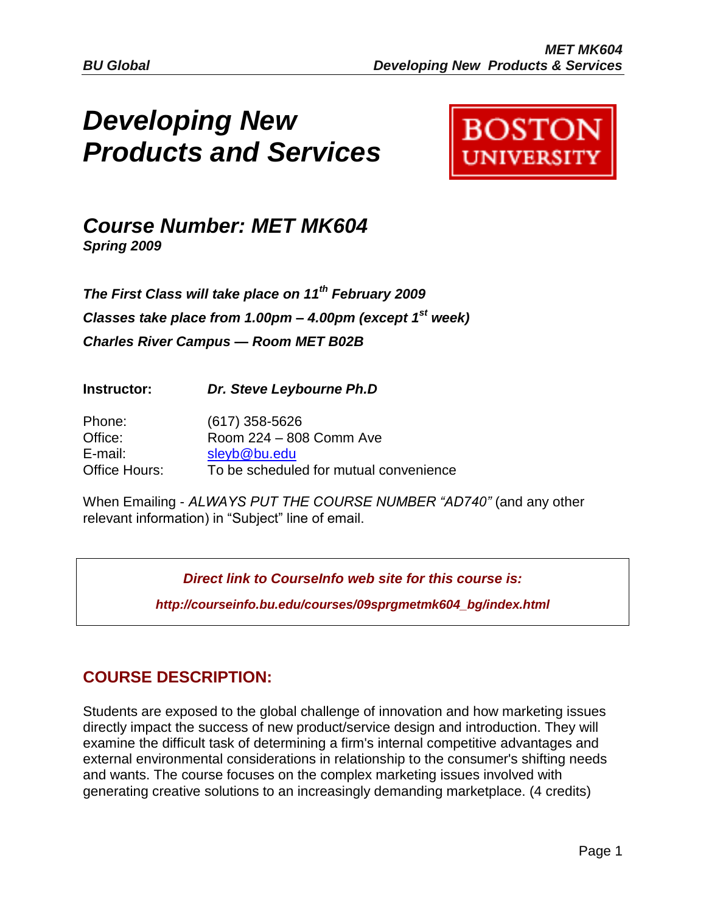# *Developing New Products and Services*

## *Course Number: MET MK604*

***Spring 2009***

***The First Class will take place on 11th February 2009***

***Classes take place from 1.00pm – 4.00pm (except 1st week)***

***Charles River Campus — Room MET B02B***

**Instructor:** ***Dr. Steve Leybourne Ph.D***

Phone: (617) 358-5626
Office: Room 224 – 808 Comm Ave
E-mail: sleyb@bu.edu
Office Hours: To be scheduled for mutual convenience

When Emailing - *ALWAYS PUT THE COURSE NUMBER "AD740"* (and any other relevant information) in "Subject" line of email.

> ***Direct link to CourseInfo web site for this course is:***
>
> ***http://courseinfo.bu.edu/courses/09sprgmetmk604_bg/index.html***

## COURSE DESCRIPTION:

Students are exposed to the global challenge of innovation and how marketing issues directly impact the success of new product/service design and introduction. They will examine the difficult task of determining a firm's internal competitive advantages and external environmental considerations in relationship to the consumer's shifting needs and wants. The course focuses on the complex marketing issues involved with generating creative solutions to an increasingly demanding marketplace. (4 credits)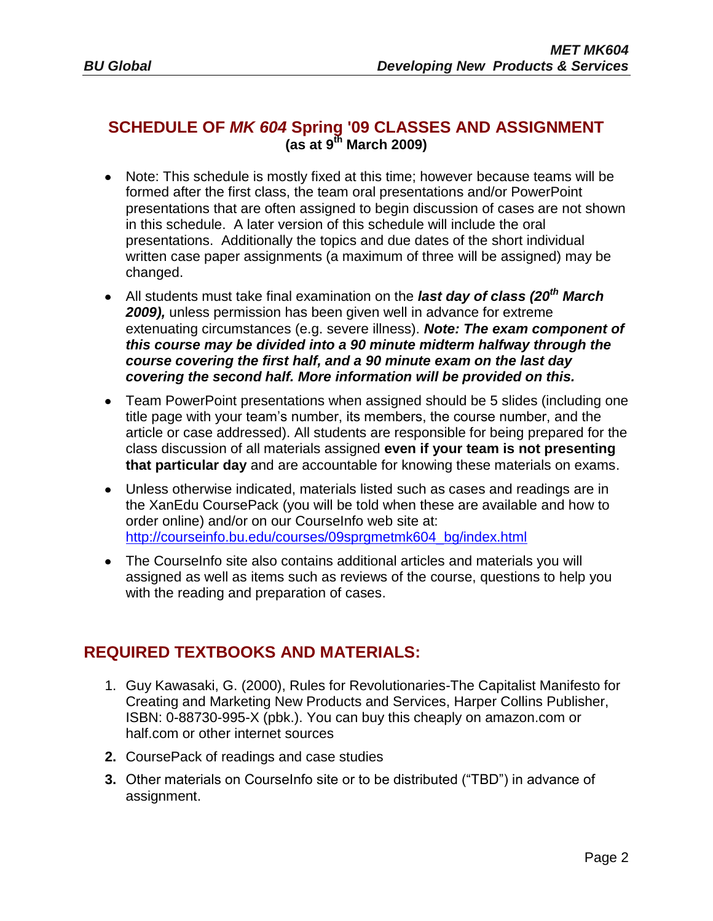## SCHEDULE OF *MK 604* Spring '09 CLASSES AND ASSIGNMENT
**(as at 9th March 2009)**

- Note: This schedule is mostly fixed at this time; however because teams will be formed after the first class, the team oral presentations and/or PowerPoint presentations that are often assigned to begin discussion of cases are not shown in this schedule. A later version of this schedule will include the oral presentations. Additionally the topics and due dates of the short individual written case paper assignments (a maximum of three will be assigned) may be changed.
- All students must take final examination on the ***last day of class (20th March 2009),*** unless permission has been given well in advance for extreme extenuating circumstances (e.g. severe illness). ***Note: The exam component of this course may be divided into a 90 minute midterm halfway through the course covering the first half, and a 90 minute exam on the last day covering the second half. More information will be provided on this.***
- Team PowerPoint presentations when assigned should be 5 slides (including one title page with your team's number, its members, the course number, and the article or case addressed). All students are responsible for being prepared for the class discussion of all materials assigned **even if your team is not presenting that particular day** and are accountable for knowing these materials on exams.
- Unless otherwise indicated, materials listed such as cases and readings are in the XanEdu CoursePack (you will be told when these are available and how to order online) and/or on our CourseInfo web site at: http://courseinfo.bu.edu/courses/09sprgmetmk604_bg/index.html
- The CourseInfo site also contains additional articles and materials you will assigned as well as items such as reviews of the course, questions to help you with the reading and preparation of cases.

## REQUIRED TEXTBOOKS AND MATERIALS:

1. Guy Kawasaki, G. (2000), Rules for Revolutionaries-The Capitalist Manifesto for Creating and Marketing New Products and Services, Harper Collins Publisher, ISBN: 0-88730-995-X (pbk.). You can buy this cheaply on amazon.com or half.com or other internet sources
2. CoursePack of readings and case studies
3. Other materials on CourseInfo site or to be distributed ("TBD") in advance of assignment.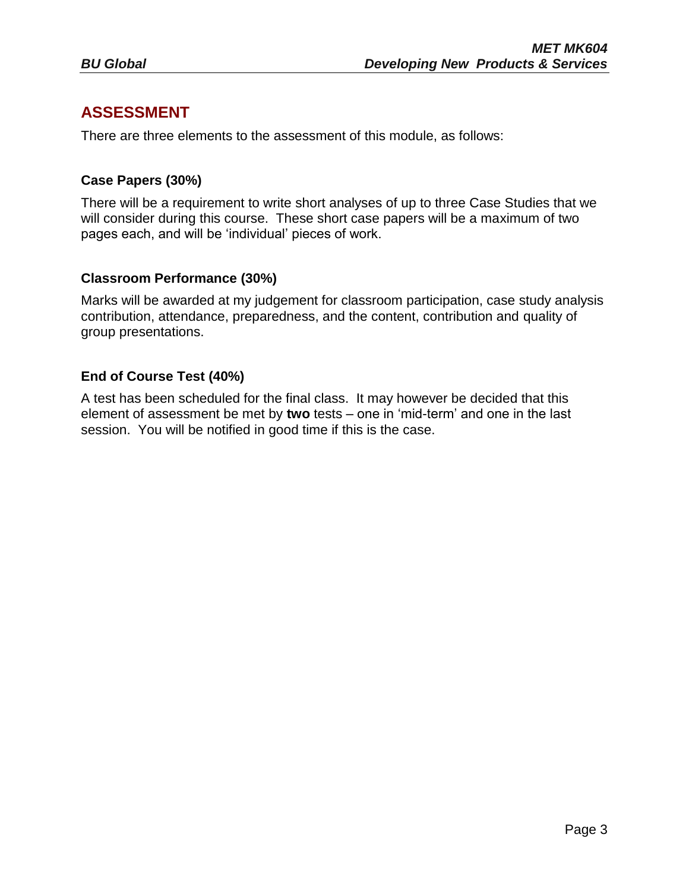## ASSESSMENT

There are three elements to the assessment of this module, as follows:

### Case Papers (30%)

There will be a requirement to write short analyses of up to three Case Studies that we will consider during this course. These short case papers will be a maximum of two pages each, and will be 'individual' pieces of work.

### Classroom Performance (30%)

Marks will be awarded at my judgement for classroom participation, case study analysis contribution, attendance, preparedness, and the content, contribution and quality of group presentations.

### End of Course Test (40%)

A test has been scheduled for the final class. It may however be decided that this element of assessment be met by **two** tests – one in 'mid-term' and one in the last session. You will be notified in good time if this is the case.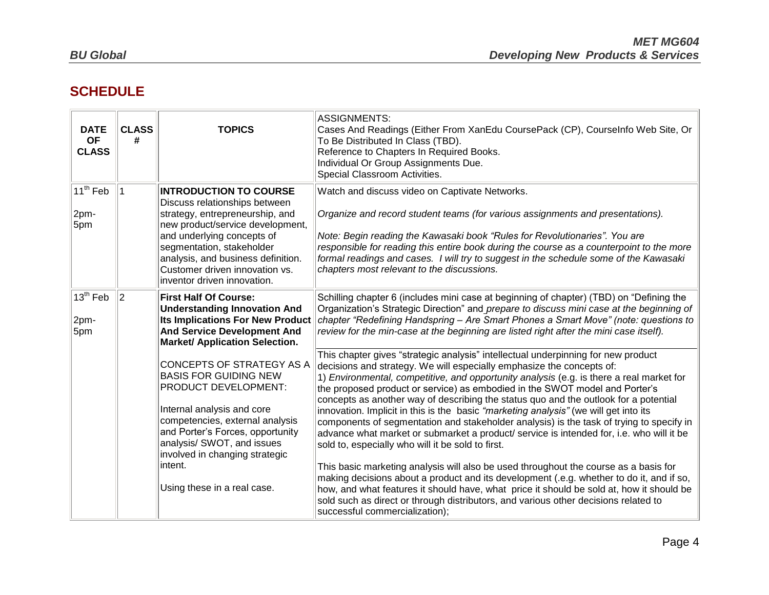## SCHEDULE

| DATE OF CLASS | CLASS # | TOPICS | ASSIGNMENTS: Cases And Readings (Either From XanEdu CoursePack (CP), CourseInfo Web Site, Or To Be Distributed In Class (TBD). Reference to Chapters In Required Books. Individual Or Group Assignments Due. Special Classroom Activities. |
|---|---|---|---|
| 11th Feb<br><br>2pm-5pm | 1 | **INTRODUCTION TO COURSE**<br>Discuss relationships between strategy, entrepreneurship, and new product/service development, and underlying concepts of segmentation, stakeholder analysis, and business definition. Customer driven innovation vs. inventor driven innovation. | Watch and discuss video on Captivate Networks.<br><br>*Organize and record student teams (for various assignments and presentations).*<br><br>*Note: Begin reading the Kawasaki book "Rules for Revolutionaries". You are responsible for reading this entire book during the course as a counterpoint to the more formal readings and cases. I will try to suggest in the schedule some of the Kawasaki chapters most relevant to the discussions.* |
| 13th Feb<br><br>2pm-5pm | 2 | **First Half Of Course: Understanding Innovation And Its Implications For New Product And Service Development And Market/ Application Selection.**<br><br>CONCEPTS OF STRATEGY AS A BASIS FOR GUIDING NEW PRODUCT DEVELOPMENT:<br><br>Internal analysis and core competencies, external analysis and Porter's Forces, opportunity analysis/ SWOT, and issues involved in changing strategic intent.<br><br>Using these in a real case. | Schilling chapter 6 (includes mini case at beginning of chapter) (TBD) on "Defining the Organization's Strategic Direction" and *prepare to discuss mini case at the beginning of chapter "Redefining Handspring – Are Smart Phones a Smart Move" (note: questions to review for the min-case at the beginning are listed right after the mini case itself).*<br><br>This chapter gives "strategic analysis" intellectual underpinning for new product decisions and strategy. We will especially emphasize the concepts of:<br>1) *Environmental, competitive, and opportunity analysis* (e.g. is there a real market for the proposed product or service) as embodied in the SWOT model and Porter's concepts as another way of describing the status quo and the outlook for a potential innovation. Implicit in this is the basic *"marketing analysis"* (we will get into its components of segmentation and stakeholder analysis) is the task of trying to specify in advance what market or submarket a product/ service is intended for, i.e. who will it be sold to, especially who will it be sold to first.<br><br>This basic marketing analysis will also be used throughout the course as a basis for making decisions about a product and its development (.e.g. whether to do it, and if so, how, and what features it should have, what price it should be sold at, how it should be sold such as direct or through distributors, and various other decisions related to successful commercialization); |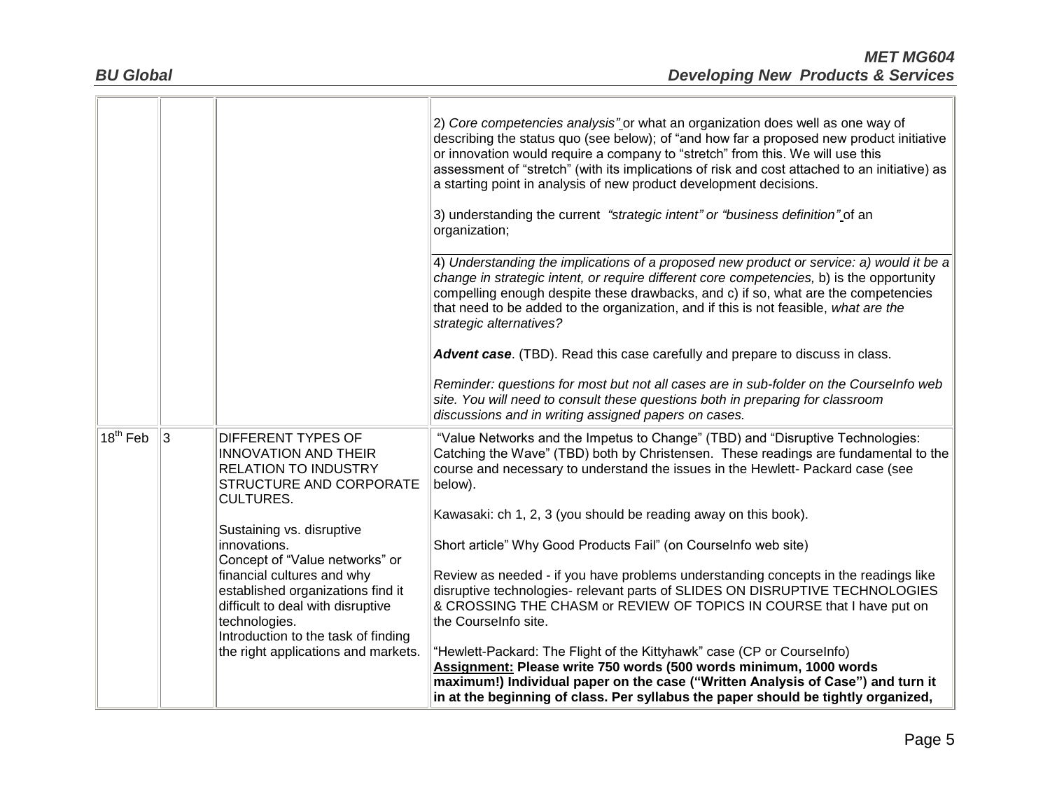| | | | |
|---|---|---|---|
| | | | 2) *Core competencies analysis"* or what an organization does well as one way of describing the status quo (see below); of "and how far a proposed new product initiative or innovation would require a company to "stretch" from this. We will use this assessment of "stretch" (with its implications of risk and cost attached to an initiative) as a starting point in analysis of new product development decisions.<br><br>3) understanding the current *"strategic intent" or "business definition"* of an organization; |
| | | | 4) *Understanding the implications of a proposed new product or service: a) would it be a change in strategic intent, or require different core competencies,* b) is the opportunity compelling enough despite these drawbacks, and c) if so, what are the competencies that need to be added to the organization, and if this is not feasible, *what are the strategic alternatives?*<br><br>***Advent case***. (TBD). Read this case carefully and prepare to discuss in class.<br><br>*Reminder: questions for most but not all cases are in sub-folder on the CourseInfo web site. You will need to consult these questions both in preparing for classroom discussions and in writing assigned papers on cases.* |
| 18th Feb | 3 | DIFFERENT TYPES OF INNOVATION AND THEIR RELATION TO INDUSTRY STRUCTURE AND CORPORATE CULTURES.<br><br>Sustaining vs. disruptive innovations.<br>Concept of "Value networks" or financial cultures and why established organizations find it difficult to deal with disruptive technologies.<br>Introduction to the task of finding the right applications and markets. | "Value Networks and the Impetus to Change" (TBD) and "Disruptive Technologies: Catching the Wave" (TBD) both by Christensen. These readings are fundamental to the course and necessary to understand the issues in the Hewlett- Packard case (see below).<br><br>Kawasaki: ch 1, 2, 3 (you should be reading away on this book).<br><br>Short article" Why Good Products Fail" (on CourseInfo web site)<br><br>Review as needed - if you have problems understanding concepts in the readings like disruptive technologies- relevant parts of SLIDES ON DISRUPTIVE TECHNOLOGIES & CROSSING THE CHASM or REVIEW OF TOPICS IN COURSE that I have put on the CourseInfo site.<br><br>"Hewlett-Packard: The Flight of the Kittyhawk" case (CP or CourseInfo)<br>**<u>Assignment:</u> Please write 750 words (500 words minimum, 1000 words maximum!) Individual paper on the case ("Written Analysis of Case") and turn it in at the beginning of class. Per syllabus the paper should be tightly organized,** |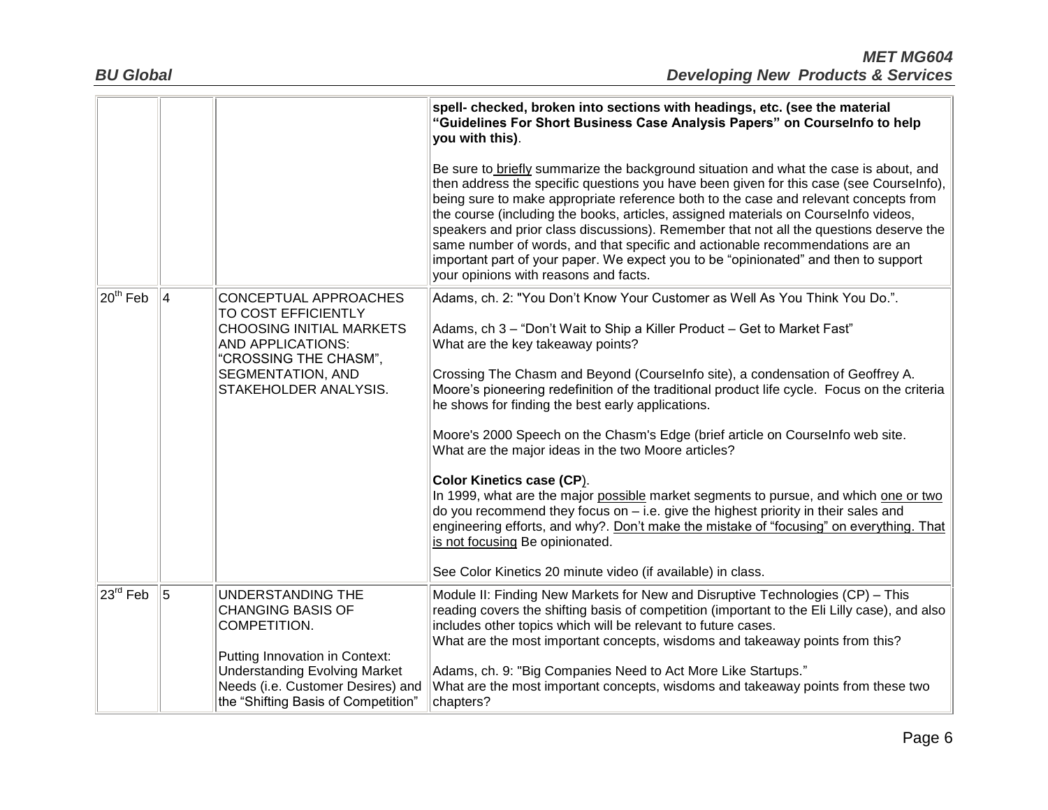| | | | |
|---|---|---|---|
| | | | **spell- checked, broken into sections with headings, etc. (see the material "Guidelines For Short Business Case Analysis Papers" on CourseInfo to help you with this)**.<br><br>Be sure to briefly summarize the background situation and what the case is about, and then address the specific questions you have been given for this case (see CourseInfo), being sure to make appropriate reference both to the case and relevant concepts from the course (including the books, articles, assigned materials on CourseInfo videos, speakers and prior class discussions). Remember that not all the questions deserve the same number of words, and that specific and actionable recommendations are an important part of your paper. We expect you to be "opinionated" and then to support your opinions with reasons and facts. |
| 20th Feb | 4 | CONCEPTUAL APPROACHES TO COST EFFICIENTLY CHOOSING INITIAL MARKETS AND APPLICATIONS: "CROSSING THE CHASM", SEGMENTATION, AND STAKEHOLDER ANALYSIS. | Adams, ch. 2: "You Don't Know Your Customer as Well As You Think You Do.".<br><br>Adams, ch 3 – "Don't Wait to Ship a Killer Product – Get to Market Fast"<br>What are the key takeaway points?<br><br>Crossing The Chasm and Beyond (CourseInfo site), a condensation of Geoffrey A. Moore's pioneering redefinition of the traditional product life cycle. Focus on the criteria he shows for finding the best early applications.<br><br>Moore's 2000 Speech on the Chasm's Edge (brief article on CourseInfo web site. What are the major ideas in the two Moore articles?<br><br>**Color Kinetics case (CP**).<br>In 1999, what are the major possible market segments to pursue, and which one or two do you recommend they focus on – i.e. give the highest priority in their sales and engineering efforts, and why?. Don't make the mistake of "focusing" on everything. That is not focusing Be opinionated.<br><br>See Color Kinetics 20 minute video (if available) in class. |
| 23rd Feb | 5 | UNDERSTANDING THE CHANGING BASIS OF COMPETITION.<br><br>Putting Innovation in Context: Understanding Evolving Market Needs (i.e. Customer Desires) and the "Shifting Basis of Competition" | Module II: Finding New Markets for New and Disruptive Technologies (CP) – This reading covers the shifting basis of competition (important to the Eli Lilly case), and also includes other topics which will be relevant to future cases.<br>What are the most important concepts, wisdoms and takeaway points from this?<br><br>Adams, ch. 9: "Big Companies Need to Act More Like Startups."<br>What are the most important concepts, wisdoms and takeaway points from these two chapters? |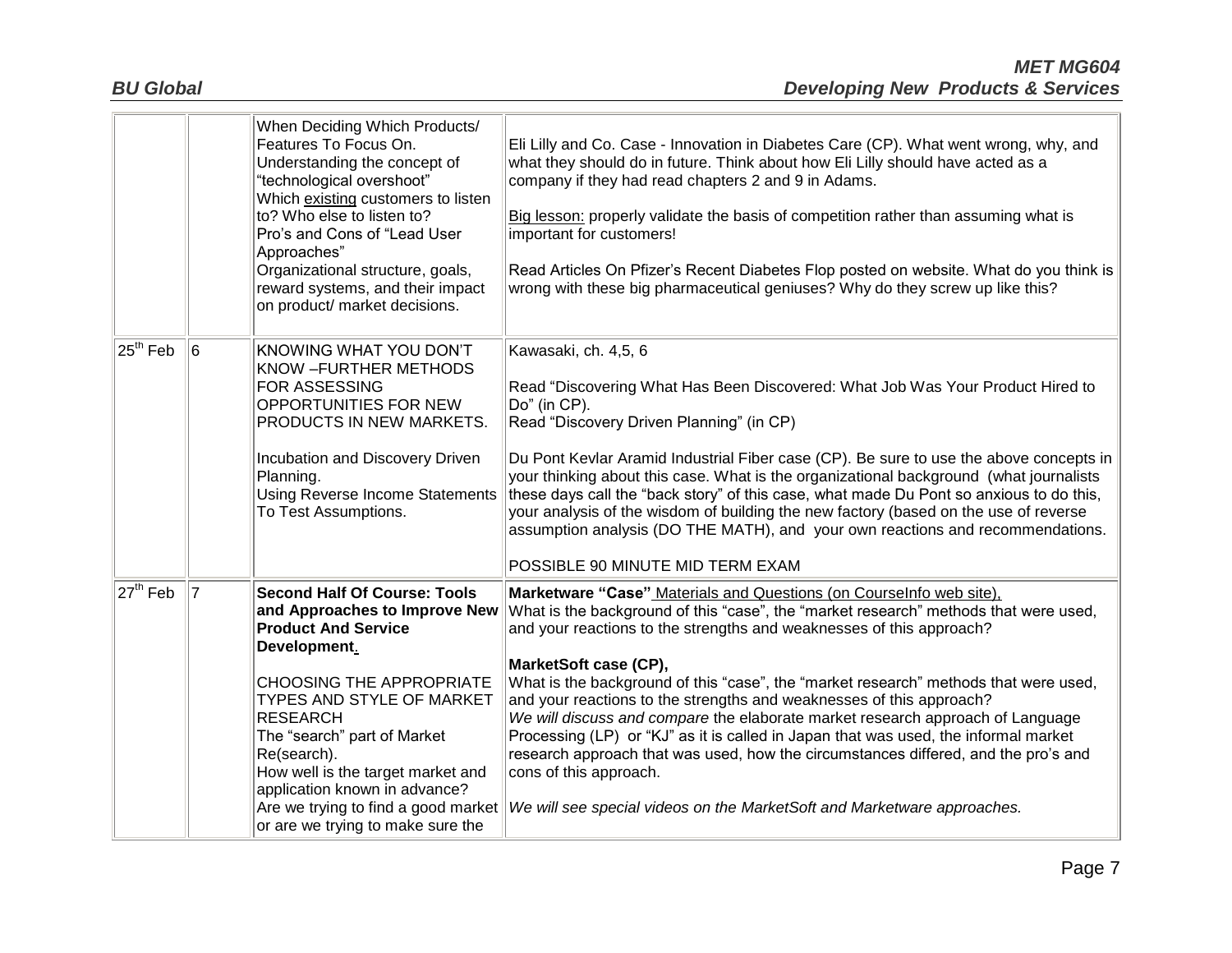| | | | |
|---|---|---|---|
| | | When Deciding Which Products/ Features To Focus On.<br>Understanding the concept of "technological overshoot"<br>Which existing customers to listen to? Who else to listen to?<br>Pro's and Cons of "Lead User Approaches"<br>Organizational structure, goals, reward systems, and their impact on product/ market decisions. | Eli Lilly and Co. Case - Innovation in Diabetes Care (CP). What went wrong, why, and what they should do in future. Think about how Eli Lilly should have acted as a company if they had read chapters 2 and 9 in Adams.<br><br>Big lesson: properly validate the basis of competition rather than assuming what is important for customers!<br><br>Read Articles On Pfizer's Recent Diabetes Flop posted on website. What do you think is wrong with these big pharmaceutical geniuses? Why do they screw up like this? |
| 25th Feb | 6 | KNOWING WHAT YOU DON'T KNOW –FURTHER METHODS FOR ASSESSING OPPORTUNITIES FOR NEW PRODUCTS IN NEW MARKETS.<br><br>Incubation and Discovery Driven Planning.<br>Using Reverse Income Statements To Test Assumptions. | Kawasaki, ch. 4,5, 6<br><br>Read "Discovering What Has Been Discovered: What Job Was Your Product Hired to Do" (in CP).<br>Read "Discovery Driven Planning" (in CP)<br><br>Du Pont Kevlar Aramid Industrial Fiber case (CP). Be sure to use the above concepts in your thinking about this case. What is the organizational background (what journalists these days call the "back story" of this case, what made Du Pont so anxious to do this, your analysis of the wisdom of building the new factory (based on the use of reverse assumption analysis (DO THE MATH), and your own reactions and recommendations.<br><br>POSSIBLE 90 MINUTE MID TERM EXAM |
| 27th Feb | 7 | **Second Half Of Course: Tools and Approaches to Improve New Product And Service Development.**<br><br>CHOOSING THE APPROPRIATE TYPES AND STYLE OF MARKET RESEARCH<br>The "search" part of Market Re(search).<br>How well is the target market and application known in advance?<br>Are we trying to find a good market or are we trying to make sure the | **Marketware "Case"** Materials and Questions (on CourseInfo web site),<br>What is the background of this "case", the "market research" methods that were used, and your reactions to the strengths and weaknesses of this approach?<br><br>**MarketSoft case (CP),**<br>What is the background of this "case", the "market research" methods that were used, and your reactions to the strengths and weaknesses of this approach?<br>*We will discuss and compare* the elaborate market research approach of Language Processing (LP) or "KJ" as it is called in Japan that was used, the informal market research approach that was used, how the circumstances differed, and the pro's and cons of this approach.<br><br>*We will see special videos on the MarketSoft and Marketware approaches.* |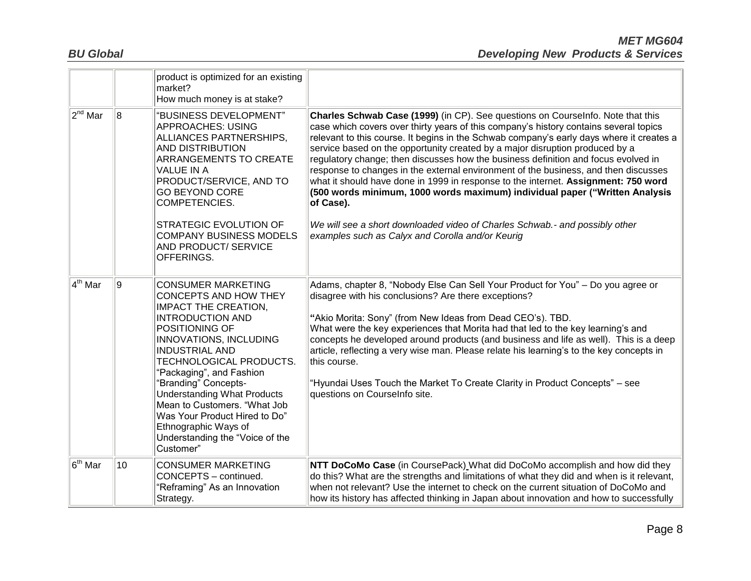| | | | |
|---|---|---|---|
| | | product is optimized for an existing market?<br>How much money is at stake? | |
| 2nd Mar | 8 | "BUSINESS DEVELOPMENT" APPROACHES: USING ALLIANCES PARTNERSHIPS, AND DISTRIBUTION ARRANGEMENTS TO CREATE VALUE IN A PRODUCT/SERVICE, AND TO GO BEYOND CORE COMPETENCIES.<br><br>STRATEGIC EVOLUTION OF COMPANY BUSINESS MODELS AND PRODUCT/ SERVICE OFFERINGS. | **Charles Schwab Case (1999)** (in CP). See questions on CourseInfo. Note that this case which covers over thirty years of this company's history contains several topics relevant to this course. It begins in the Schwab company's early days where it creates a service based on the opportunity created by a major disruption produced by a regulatory change; then discusses how the business definition and focus evolved in response to changes in the external environment of the business, and then discusses what it should have done in 1999 in response to the internet. **Assignment: 750 word (500 words minimum, 1000 words maximum) individual paper ("Written Analysis of Case).**<br><br>*We will see a short downloaded video of Charles Schwab.- and possibly other examples such as Calyx and Corolla and/or Keurig* |
| 4th Mar | 9 | CONSUMER MARKETING CONCEPTS AND HOW THEY IMPACT THE CREATION, INTRODUCTION AND POSITIONING OF INNOVATIONS, INCLUDING INDUSTRIAL AND TECHNOLOGICAL PRODUCTS. "Packaging", and Fashion "Branding" Concepts- Understanding What Products Mean to Customers. "What Job Was Your Product Hired to Do" Ethnographic Ways of Understanding the "Voice of the Customer" | Adams, chapter 8, "Nobody Else Can Sell Your Product for You" – Do you agree or disagree with his conclusions? Are there exceptions?<br><br>**"**Akio Morita: Sony" (from New Ideas from Dead CEO's). TBD.<br>What were the key experiences that Morita had that led to the key learning's and concepts he developed around products (and business and life as well). This is a deep article, reflecting a very wise man. Please relate his learning's to the key concepts in this course.<br><br>"Hyundai Uses Touch the Market To Create Clarity in Product Concepts" – see questions on CourseInfo site. |
| 6th Mar | 10 | CONSUMER MARKETING CONCEPTS – continued. "Reframing" As an Innovation Strategy. | **NTT DoCoMo Case** (in CoursePack) What did DoCoMo accomplish and how did they do this? What are the strengths and limitations of what they did and when is it relevant, when not relevant? Use the internet to check on the current situation of DoCoMo and how its history has affected thinking in Japan about innovation and how to successfully |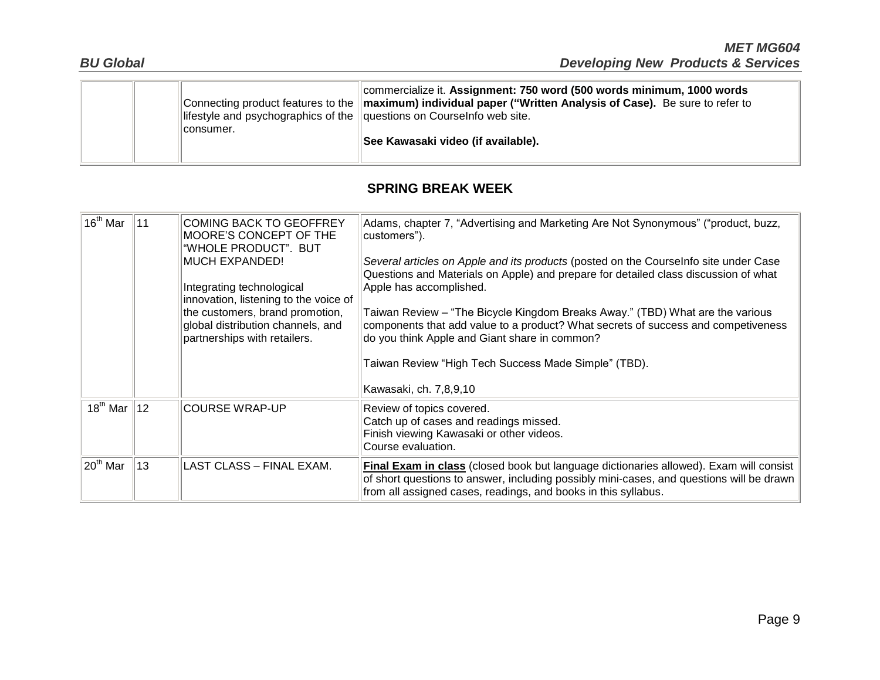| | | | |
|---|---|---|---|
| | | Connecting product features to the lifestyle and psychographics of the consumer. | commercialize it. **Assignment: 750 word (500 words minimum, 1000 words maximum) individual paper ("Written Analysis of Case).** Be sure to refer to questions on CourseInfo web site.<br><br>**See Kawasaki video (if available).** |

## SPRING BREAK WEEK

| | | | |
|---|---|---|---|
| 16th Mar | 11 | COMING BACK TO GEOFFREY MOORE'S CONCEPT OF THE "WHOLE PRODUCT". BUT MUCH EXPANDED!<br><br>Integrating technological innovation, listening to the voice of the customers, brand promotion, global distribution channels, and partnerships with retailers. | Adams, chapter 7, "Advertising and Marketing Are Not Synonymous" ("product, buzz, customers").<br><br>*Several articles on Apple and its products* (posted on the CourseInfo site under Case Questions and Materials on Apple) and prepare for detailed class discussion of what Apple has accomplished.<br><br>Taiwan Review – "The Bicycle Kingdom Breaks Away." (TBD) What are the various components that add value to a product? What secrets of success and competiveness do you think Apple and Giant share in common?<br><br>Taiwan Review "High Tech Success Made Simple" (TBD).<br><br>Kawasaki, ch. 7,8,9,10 |
| 18th Mar | 12 | COURSE WRAP-UP | Review of topics covered.<br>Catch up of cases and readings missed.<br>Finish viewing Kawasaki or other videos.<br>Course evaluation. |
| 20th Mar | 13 | LAST CLASS – FINAL EXAM. | **Final Exam in class** (closed book but language dictionaries allowed). Exam will consist of short questions to answer, including possibly mini-cases, and questions will be drawn from all assigned cases, readings, and books in this syllabus. |